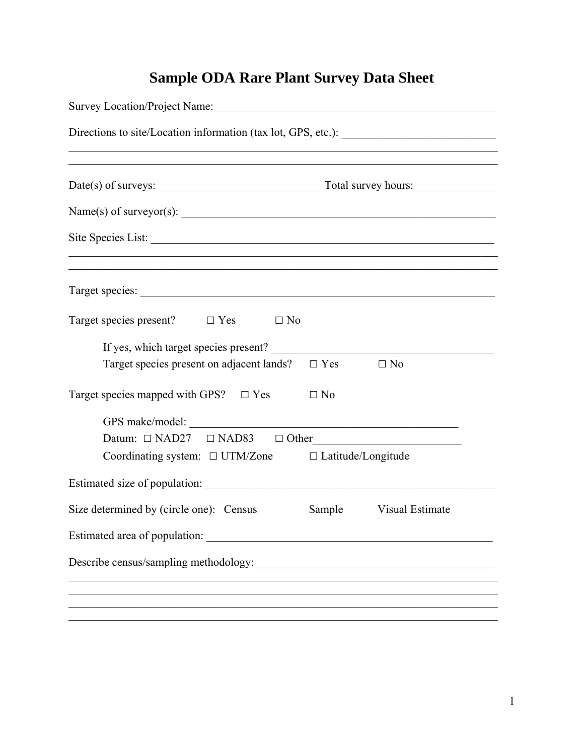# Sample ODA Rare Plant Survey Data Sheet

Survey Location/Project Name: ___________________________________________________

Directions to site/Location information (tax lot, GPS, etc.): ___________________________
______________________________________________________________________________
______________________________________________________________________________

Date(s) of surveys: ____________________________ Total survey hours: ______________

Name(s) of surveyor(s): ________________________________________________________

Site Species List: ______________________________________________________________
______________________________________________________________________________
______________________________________________________________________________

Target species: _________________________________________________________________

Target species present? ☐ Yes ☐ No

If yes, which target species present? _______________________________________

Target species present on adjacent lands? ☐ Yes ☐ No

Target species mapped with GPS? ☐ Yes ☐ No

GPS make/model: ________________________________________________

Datum: ☐ NAD27 ☐ NAD83 ☐ Other__________________________

Coordinating system: ☐ UTM/Zone ☐ Latitude/Longitude

Estimated size of population: ____________________________________________________

Size determined by (circle one): Census Sample Visual Estimate

Estimated area of population: ___________________________________________________

Describe census/sampling methodology:__________________________________________
______________________________________________________________________________
______________________________________________________________________________
______________________________________________________________________________
______________________________________________________________________________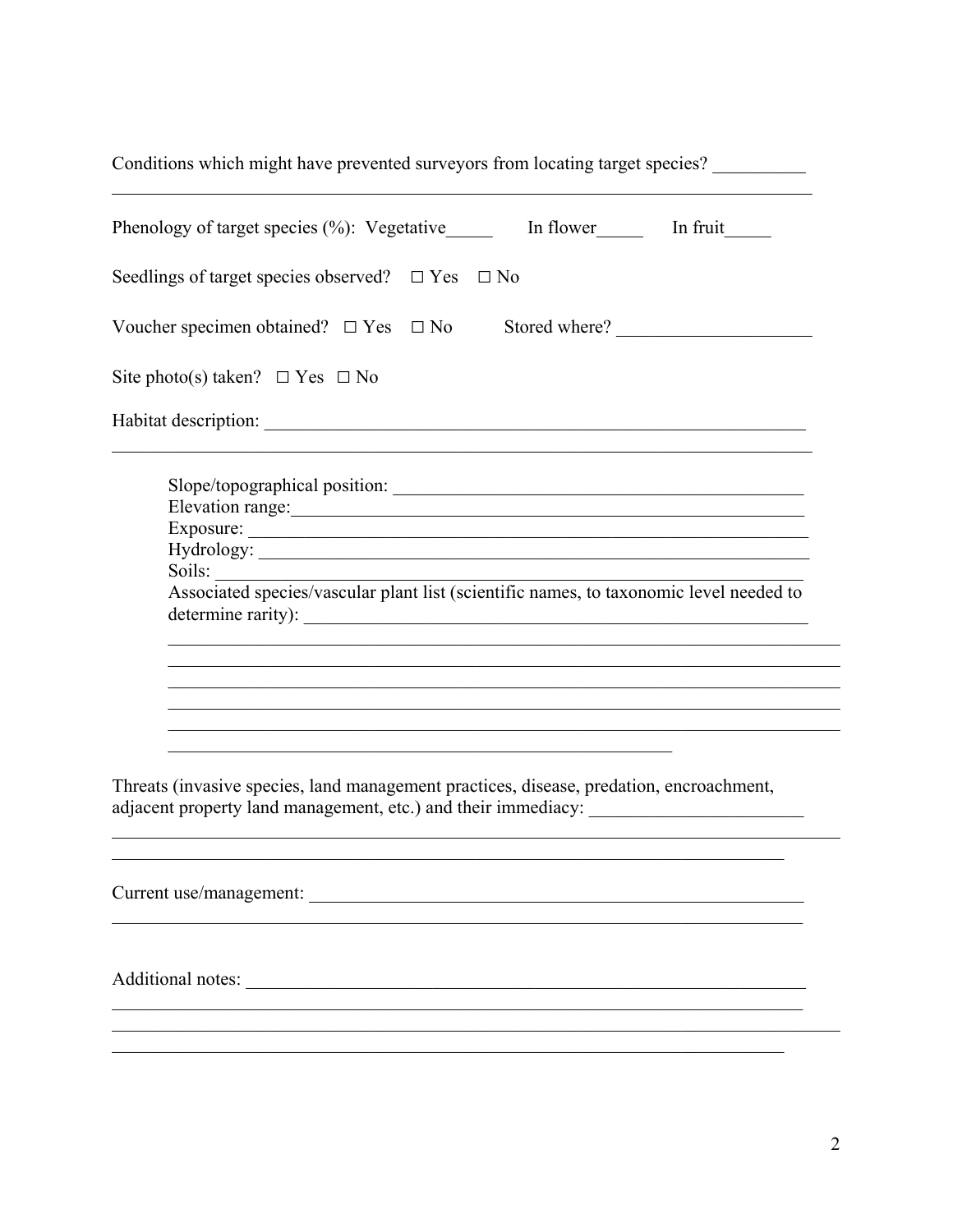Conditions which might have prevented surveyors from locating target species? __________

______________________________________________________________________________

Phenology of target species (%): Vegetative_____ In flower_____ In fruit_____

Seedlings of target species observed? ☐ Yes ☐ No

Voucher specimen obtained? ☐ Yes ☐ No Stored where? _____________________

Site photo(s) taken? ☐ Yes ☐ No

Habitat description: ______________________________________________________________

______________________________________________________________________________

Slope/topographical position: _____________________________________________
Elevation range:_________________________________________________________
Exposure: ______________________________________________________________
Hydrology: _____________________________________________________________
Soils: _________________________________________________________________
Associated species/vascular plant list (scientific names, to taxonomic level needed to determine rarity): _________________________________________________________

_________________________________________________________________________
_________________________________________________________________________
_________________________________________________________________________
_________________________________________________________________________
_________________________________________________________________________
____________________________________________________________

Threats (invasive species, land management practices, disease, predation, encroachment, adjacent property land management, etc.) and their immediacy: ________________________

______________________________________________________________________________
____________________________________________________________________________

Current use/management: ____________________________________________________

______________________________________________________________________________

Additional notes: __________________________________________________________

______________________________________________________________________________
______________________________________________________________________________
____________________________________________________________________________